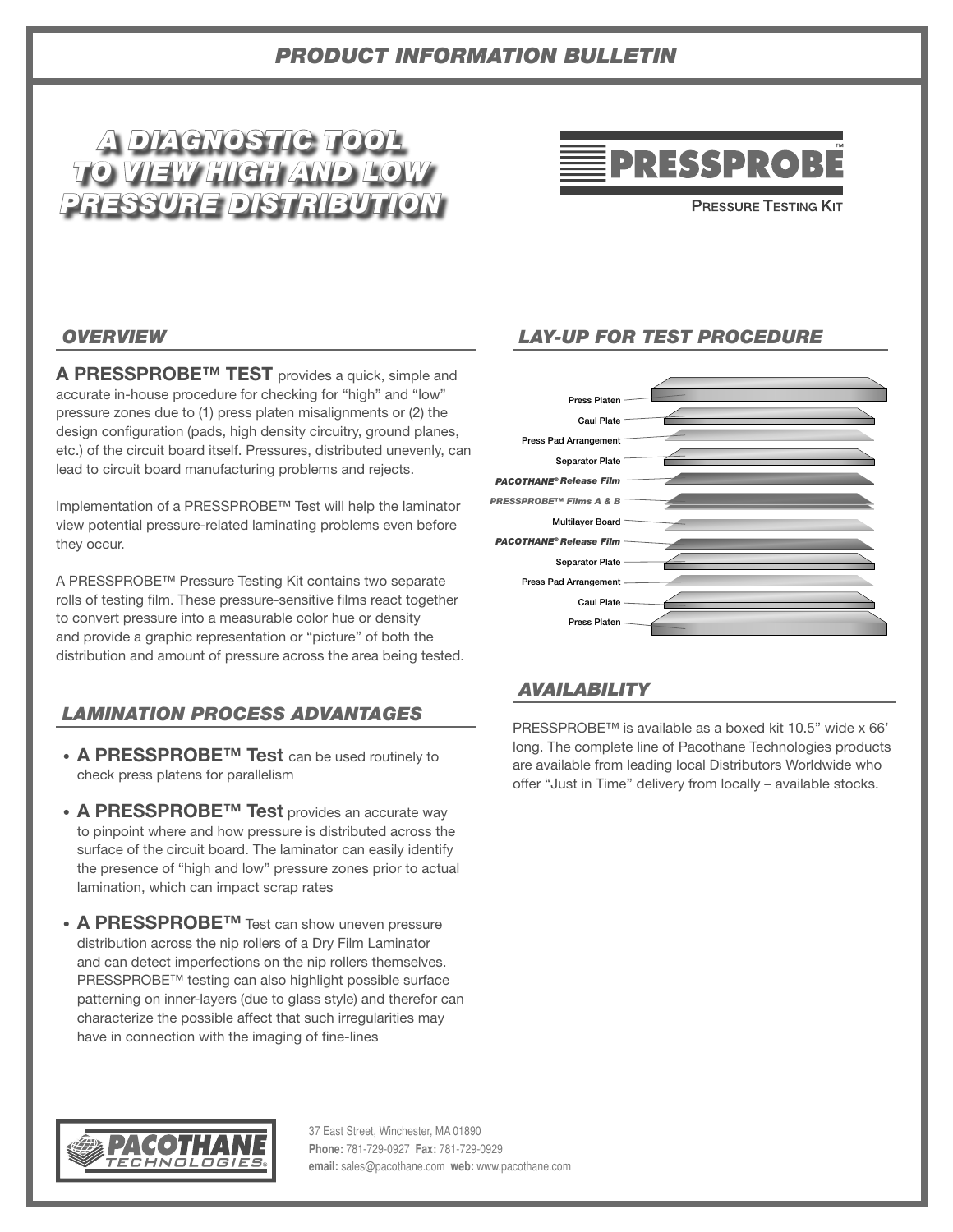*PRODUCT INFORMATION BULLETIN*

# *A DIAGNOSTIC TOOL TO VIEW HIGH AND LOW PRESSURE DISTRIBUTION*

PRESSPROBE™

Pressure Testing Kit

## *OVERVIEW*

**A PRESSPROBE™ TEST** provides a quick, simple and accurate in-house procedure for checking for "high" and "low" pressure zones due to (1) press platen misalignments or (2) the design configuration (pads, high density circuitry, ground planes, etc.) of the circuit board itself. Pressures, distributed unevenly, can lead to circuit board manufacturing problems and rejects.

Implementation of a PRESSPROBE™ Test will help the laminator view potential pressure-related laminating problems even before they occur.

A PRESSPROBE™ Pressure Testing Kit contains two separate rolls of testing film. These pressure-sensitive films react together to convert pressure into a measurable color hue or density and provide a graphic representation or "picture" of both the distribution and amount of pressure across the area being tested.

## *LAMINATION PROCESS ADVANTAGES*

- **A PRESSPROBE™ Test** can be used routinely to check press platens for parallelism
- **A PRESSPROBE™ Test** provides an accurate way to pinpoint where and how pressure is distributed across the surface of the circuit board. The laminator can easily identify the presence of "high and low" pressure zones prior to actual lamination, which can impact scrap rates
- **A PRESSPROBE™** Test can show uneven pressure distribution across the nip rollers of a Dry Film Laminator and can detect imperfections on the nip rollers themselves. PRESSPROBE™ testing can also highlight possible surface patterning on inner-layers (due to glass style) and therefor can characterize the possible affect that such irregularities may have in connection with the imaging of fine-lines

## *LAY-UP FOR TEST PROCEDURE*

Press Platen

Caul Plate

Press Pad Arrangement

Separator Plate

*PACOTHANE® Release Film*

*PRESSPROBE™ Films A & B*

Multilayer Board

*PACOTHANE® Release Film*

Separator Plate

Press Pad Arrangement

Caul Plate

Press Platen

## *AVAILABILITY*

PRESSPROBE™ is available as a boxed kit 10.5" wide x 66' long. The complete line of Pacothane Technologies products are available from leading local Distributors Worldwide who offer "Just in Time" delivery from locally – available stocks.

PACOTHANE TECHNOLOGIES®

37 East Street, Winchester, MA 01890
**Phone:** 781-729-0927 **Fax:** 781-729-0929
**email:** sales@pacothane.com **web:** www.pacothane.com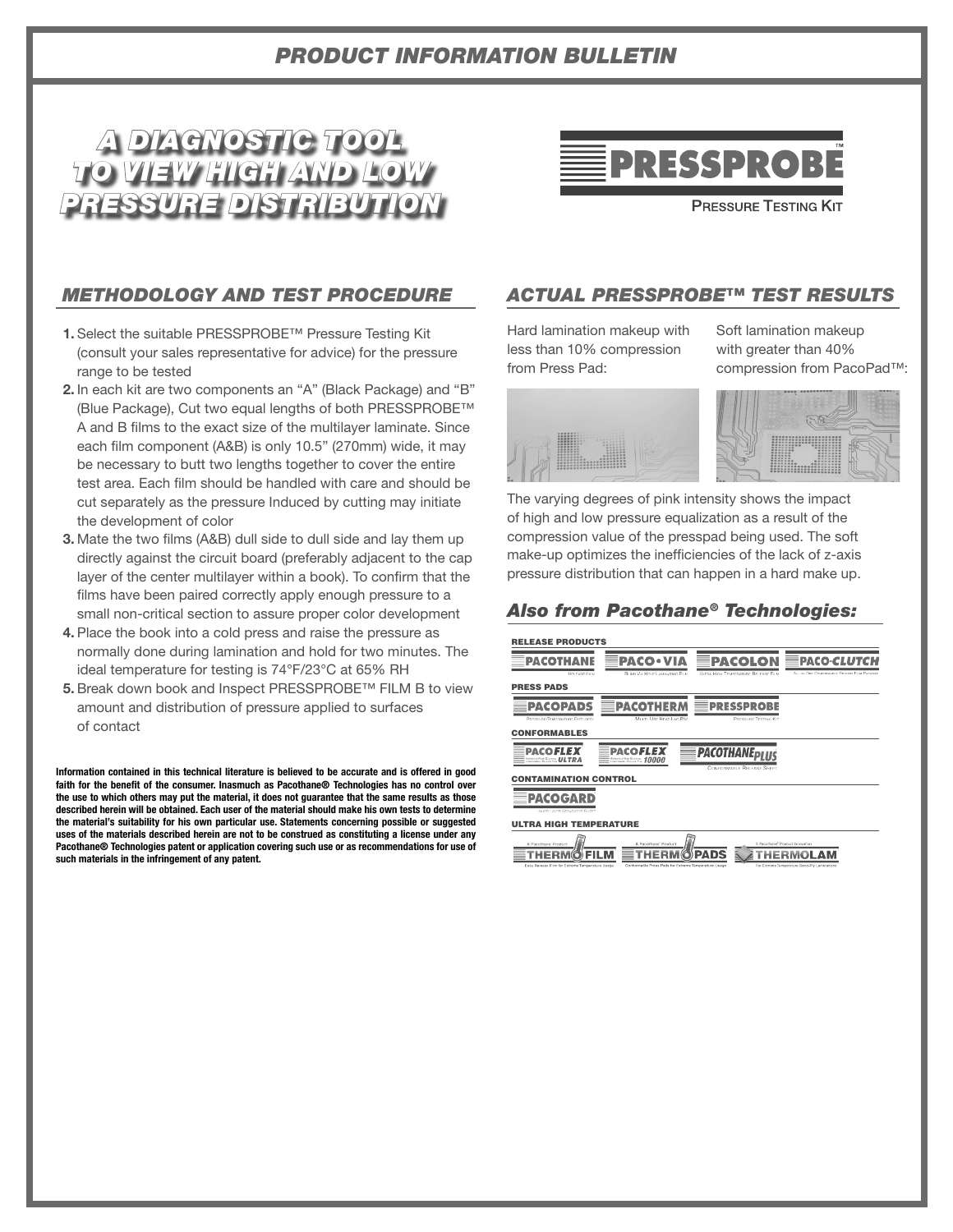## PRODUCT INFORMATION BULLETIN

# A DIAGNOSTIC TOOL TO VIEW HIGH AND LOW PRESSURE DISTRIBUTION

**PRESSPROBE™**

PRESSURE TESTING KIT

## METHODOLOGY AND TEST PROCEDURE

1. Select the suitable PRESSPROBE™ Pressure Testing Kit (consult your sales representative for advice) for the pressure range to be tested
2. In each kit are two components an "A" (Black Package) and "B" (Blue Package), Cut two equal lengths of both PRESSPROBE™ A and B films to the exact size of the multilayer laminate. Since each film component (A&B) is only 10.5" (270mm) wide, it may be necessary to butt two lengths together to cover the entire test area. Each film should be handled with care and should be cut separately as the pressure Induced by cutting may initiate the development of color
3. Mate the two films (A&B) dull side to dull side and lay them up directly against the circuit board (preferably adjacent to the cap layer of the center multilayer within a book). To confirm that the films have been paired correctly apply enough pressure to a small non-critical section to assure proper color development
4. Place the book into a cold press and raise the pressure as normally done during lamination and hold for two minutes. The ideal temperature for testing is 74°F/23°C at 65% RH
5. Break down book and Inspect PRESSPROBE™ FILM B to view amount and distribution of pressure applied to surfaces of contact

**Information contained in this technical literature is believed to be accurate and is offered in good faith for the benefit of the consumer. Inasmuch as Pacothane® Technologies has no control over the use to which others may put the material, it does not guarantee that the same results as those described herein will be obtained. Each user of the material should make his own tests to determine the material's suitability for his own particular use. Statements concerning possible or suggested uses of the materials described herein are not to be construed as constituting a license under any Pacothane® Technologies patent or application covering such use or as recommendations for use of such materials in the infringement of any patent.**

## ACTUAL PRESSPROBE™ TEST RESULTS

Hard lamination makeup with less than 10% compression from Press Pad:

Soft lamination makeup with greater than 40% compression from PacoPad™:

The varying degrees of pink intensity shows the impact of high and low pressure equalization as a result of the compression value of the presspad being used. The soft make-up optimizes the inefficiencies of the lack of z-axis pressure distribution that can happen in a hard make up.

## Also from Pacothane® Technologies:

**RELEASE PRODUCTS**

PACOTHANE — Release Film
PACO•VIA — Blind Via Hole Laminating Film
PACOLON — Ultra High Temperature Release Film
PACO-CLUTCH — Actual Press Conformable Release Film Package

**PRESS PADS**

PACOPADS — Pressure/Temperature Diffusers
PACOTHERM — Multi-Use Heat Lag Pad
PRESSPROBE — Pressure Testing Kit

**CONFORMABLES**

PACOFLEX ULTRA
PACOFLEX 10000
PACOTHANEPLUS — Conformable Release Sheet

**CONTAMINATION CONTROL**

PACOGARD

**ULTRA HIGH TEMPERATURE**

THERMOFILM — Easy Release Film for Extreme Temperature Usage
THERMOPADS — Conformable Press Pads for Extreme Temperature Usage
THERMOLAM — For Extreme Temperature Rigid-Flex Laminations